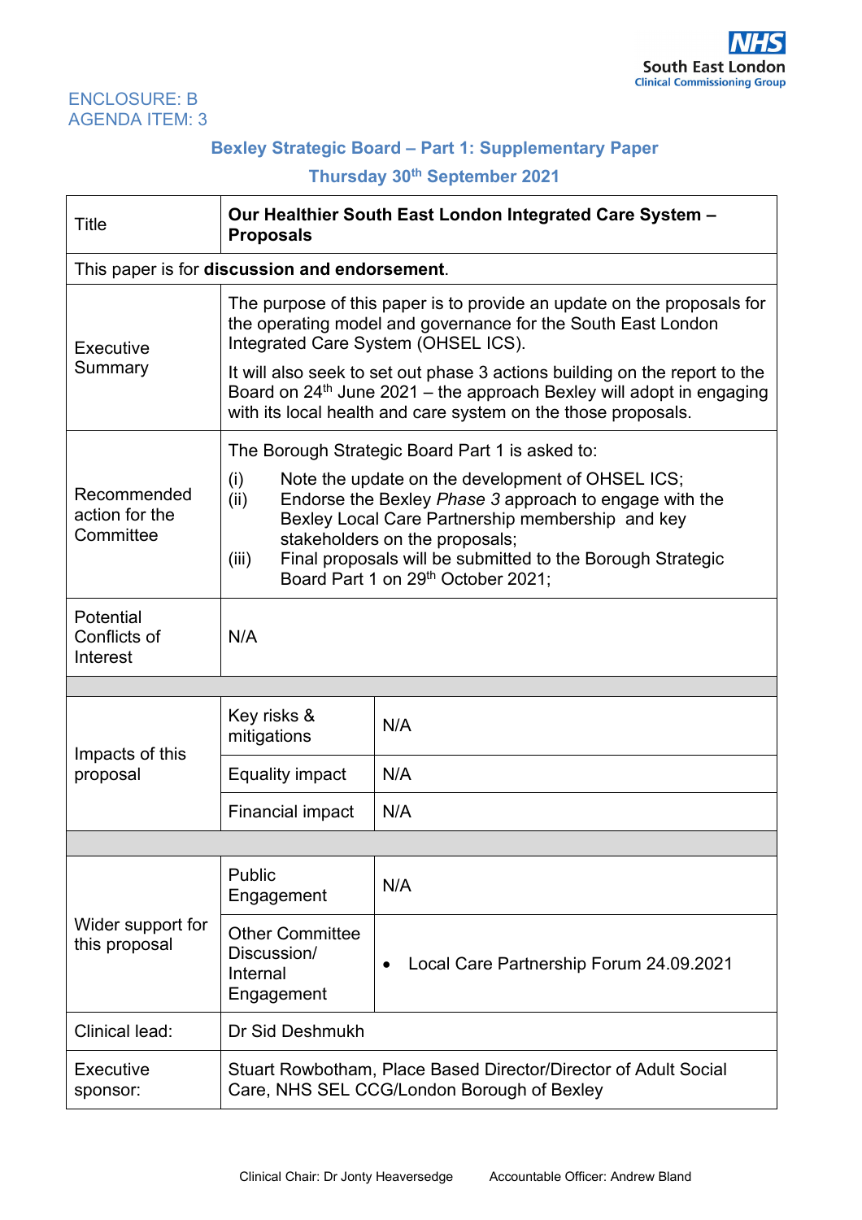NHS South East London Clinical Commissioning Group

ENCLOSURE: B
AGENDA ITEM: 3

## Bexley Strategic Board – Part 1: Supplementary Paper

### Thursday 30th September 2021

| Title | **Our Healthier South East London Integrated Care System – Proposals** | |
|---|---|---|
| This paper is for **discussion and endorsement**. | | |
| Executive Summary | The purpose of this paper is to provide an update on the proposals for the operating model and governance for the South East London Integrated Care System (OHSEL ICS).<br><br>It will also seek to set out phase 3 actions building on the report to the Board on 24th June 2021 – the approach Bexley will adopt in engaging with its local health and care system on the those proposals. | |
| Recommended action for the Committee | The Borough Strategic Board Part 1 is asked to:<br><br>(i) Note the update on the development of OHSEL ICS;<br>(ii) Endorse the Bexley *Phase 3* approach to engage with the Bexley Local Care Partnership membership and key stakeholders on the proposals;<br>(iii) Final proposals will be submitted to the Borough Strategic Board Part 1 on 29th October 2021; | |
| Potential Conflicts of Interest | N/A | |
| | | |
| Impacts of this proposal | Key risks & mitigations | N/A |
| | Equality impact | N/A |
| | Financial impact | N/A |
| | | |
| Wider support for this proposal | Public Engagement | N/A |
| | Other Committee Discussion/ Internal Engagement | • Local Care Partnership Forum 24.09.2021 |
| Clinical lead: | Dr Sid Deshmukh | |
| Executive sponsor: | Stuart Rowbotham, Place Based Director/Director of Adult Social Care, NHS SEL CCG/London Borough of Bexley | |

Clinical Chair: Dr Jonty Heaversedge    Accountable Officer: Andrew Bland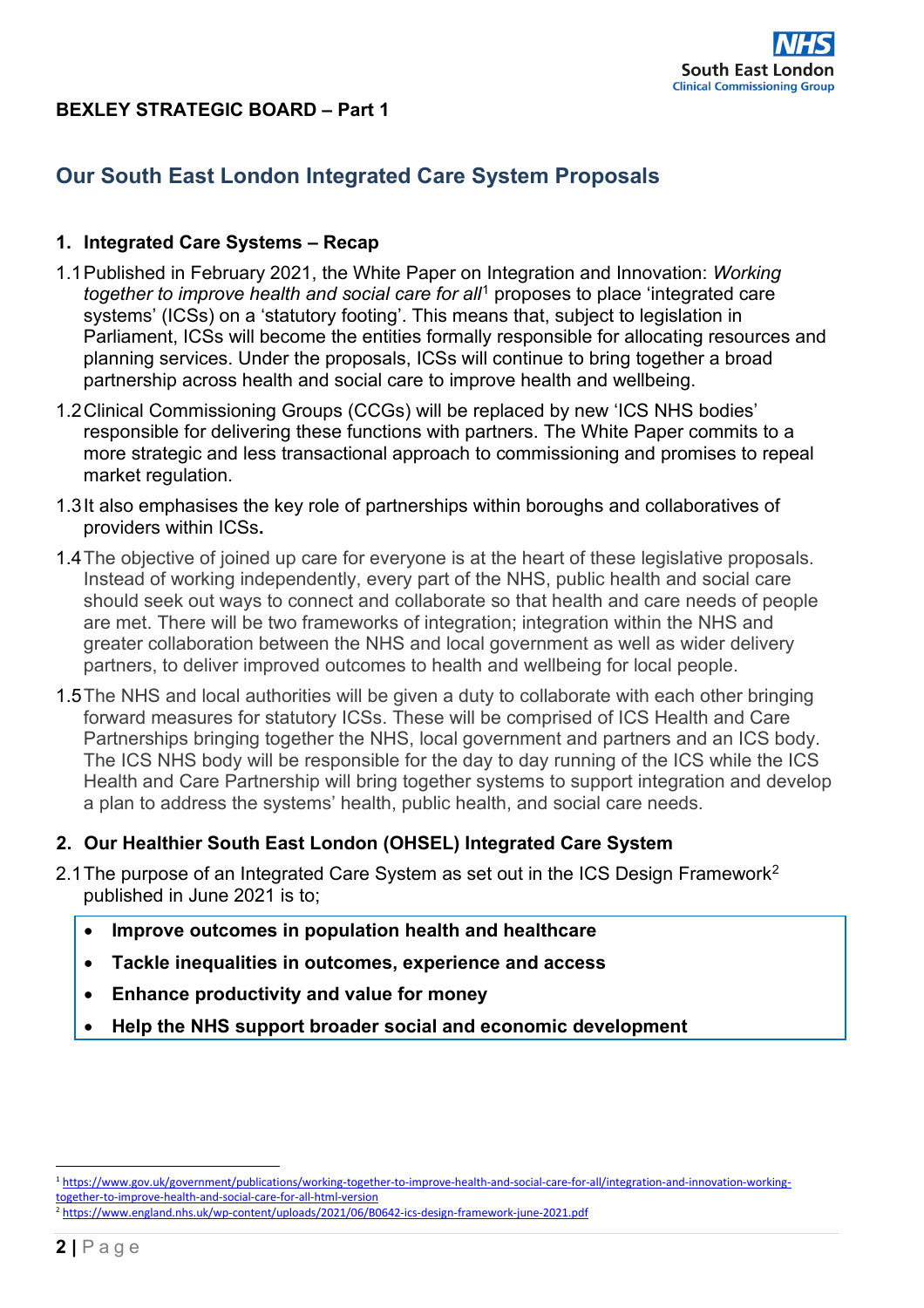**BEXLEY STRATEGIC BOARD – Part 1**

## Our South East London Integrated Care System Proposals

### 1. Integrated Care Systems – Recap

1.1 Published in February 2021, the White Paper on Integration and Innovation: *Working together to improve health and social care for all*[1] proposes to place 'integrated care systems' (ICSs) on a 'statutory footing'. This means that, subject to legislation in Parliament, ICSs will become the entities formally responsible for allocating resources and planning services. Under the proposals, ICSs will continue to bring together a broad partnership across health and social care to improve health and wellbeing.

1.2 Clinical Commissioning Groups (CCGs) will be replaced by new 'ICS NHS bodies' responsible for delivering these functions with partners. The White Paper commits to a more strategic and less transactional approach to commissioning and promises to repeal market regulation.

1.3 It also emphasises the key role of partnerships within boroughs and collaboratives of providers within ICSs**.**

1.4 The objective of joined up care for everyone is at the heart of these legislative proposals. Instead of working independently, every part of the NHS, public health and social care should seek out ways to connect and collaborate so that health and care needs of people are met. There will be two frameworks of integration; integration within the NHS and greater collaboration between the NHS and local government as well as wider delivery partners, to deliver improved outcomes to health and wellbeing for local people.

1.5 The NHS and local authorities will be given a duty to collaborate with each other bringing forward measures for statutory ICSs. These will be comprised of ICS Health and Care Partnerships bringing together the NHS, local government and partners and an ICS body. The ICS NHS body will be responsible for the day to day running of the ICS while the ICS Health and Care Partnership will bring together systems to support integration and develop a plan to address the systems' health, public health, and social care needs.

### 2. Our Healthier South East London (OHSEL) Integrated Care System

2.1 The purpose of an Integrated Care System as set out in the ICS Design Framework[2] published in June 2021 is to;

- **Improve outcomes in population health and healthcare**
- **Tackle inequalities in outcomes, experience and access**
- **Enhance productivity and value for money**
- **Help the NHS support broader social and economic development**

---

[1] https://www.gov.uk/government/publications/working-together-to-improve-health-and-social-care-for-all/integration-and-innovation-working-together-to-improve-health-and-social-care-for-all-html-version

[2] https://www.england.nhs.uk/wp-content/uploads/2021/06/B0642-ics-design-framework-june-2021.pdf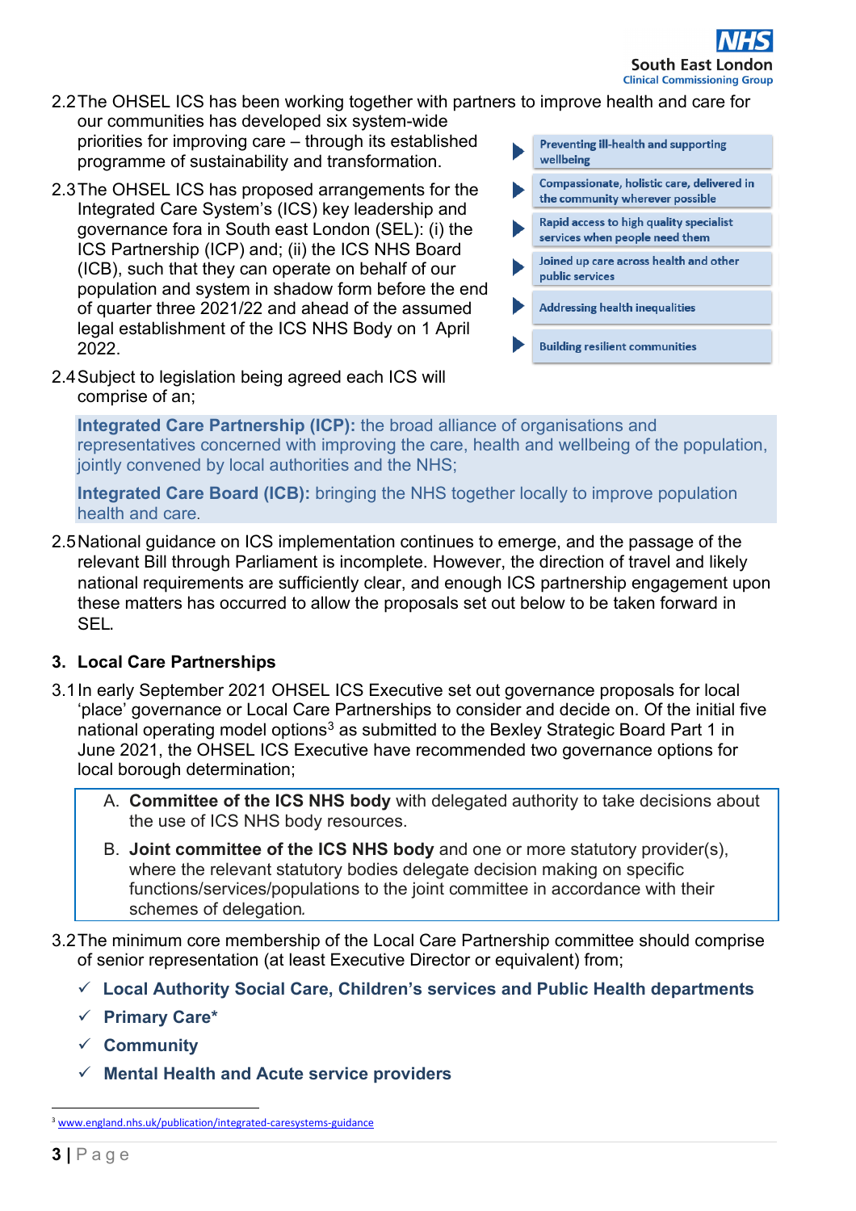2.2 The OHSEL ICS has been working together with partners to improve health and care for our communities has developed six system-wide priorities for improving care – through its established programme of sustainability and transformation.

- Preventing ill-health and supporting wellbeing
- Compassionate, holistic care, delivered in the community wherever possible
- Rapid access to high quality specialist services when people need them
- Joined up care across health and other public services
- Addressing health inequalities
- Building resilient communities

2.3 The OHSEL ICS has proposed arrangements for the Integrated Care System's (ICS) key leadership and governance fora in South east London (SEL): (i) the ICS Partnership (ICP) and; (ii) the ICS NHS Board (ICB), such that they can operate on behalf of our population and system in shadow form before the end of quarter three 2021/22 and ahead of the assumed legal establishment of the ICS NHS Body on 1 April 2022.

2.4 Subject to legislation being agreed each ICS will comprise of an;

> **Integrated Care Partnership (ICP):** the broad alliance of organisations and representatives concerned with improving the care, health and wellbeing of the population, jointly convened by local authorities and the NHS;
>
> **Integrated Care Board (ICB):** bringing the NHS together locally to improve population health and care.

2.5 National guidance on ICS implementation continues to emerge, and the passage of the relevant Bill through Parliament is incomplete. However, the direction of travel and likely national requirements are sufficiently clear, and enough ICS partnership engagement upon these matters has occurred to allow the proposals set out below to be taken forward in SEL.

## 3. Local Care Partnerships

3.1 In early September 2021 OHSEL ICS Executive set out governance proposals for local 'place' governance or Local Care Partnerships to consider and decide on. Of the initial five national operating model options[3] as submitted to the Bexley Strategic Board Part 1 in June 2021, the OHSEL ICS Executive have recommended two governance options for local borough determination;

> A. **Committee of the ICS NHS body** with delegated authority to take decisions about the use of ICS NHS body resources.
>
> B. **Joint committee of the ICS NHS body** and one or more statutory provider(s), where the relevant statutory bodies delegate decision making on specific functions/services/populations to the joint committee in accordance with their schemes of delegation.

3.2 The minimum core membership of the Local Care Partnership committee should comprise of senior representation (at least Executive Director or equivalent) from;

- ✓ **Local Authority Social Care, Children's services and Public Health departments**
- ✓ **Primary Care***
- ✓ **Community**
- ✓ **Mental Health and Acute service providers**

---

[3] www.england.nhs.uk/publication/integrated-caresystems-guidance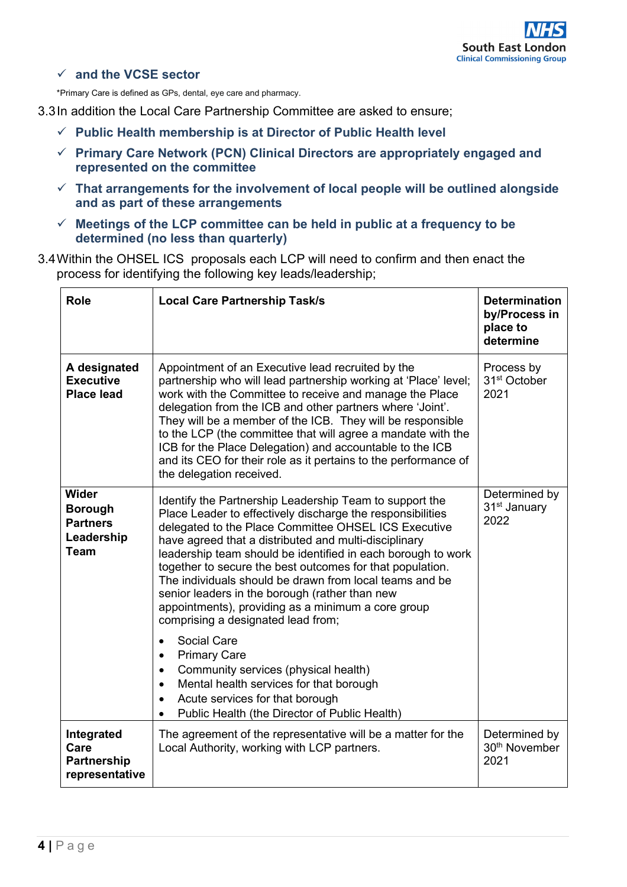- ✓ **and the VCSE sector**

\*Primary Care is defined as GPs, dental, eye care and pharmacy.

3.3 In addition the Local Care Partnership Committee are asked to ensure;

- ✓ **Public Health membership is at Director of Public Health level**
- ✓ **Primary Care Network (PCN) Clinical Directors are appropriately engaged and represented on the committee**
- ✓ **That arrangements for the involvement of local people will be outlined alongside and as part of these arrangements**
- ✓ **Meetings of the LCP committee can be held in public at a frequency to be determined (no less than quarterly)**

3.4 Within the OHSEL ICS proposals each LCP will need to confirm and then enact the process for identifying the following key leads/leadership;

| Role | Local Care Partnership Task/s | Determination by/Process in place to determine |
|---|---|---|
| **A designated Executive Place lead** | Appointment of an Executive lead recruited by the partnership who will lead partnership working at 'Place' level; work with the Committee to receive and manage the Place delegation from the ICB and other partners where 'Joint'. They will be a member of the ICB. They will be responsible to the LCP (the committee that will agree a mandate with the ICB for the Place Delegation) and accountable to the ICB and its CEO for their role as it pertains to the performance of the delegation received. | Process by 31st October 2021 |
| **Wider Borough Partners Leadership Team** | Identify the Partnership Leadership Team to support the Place Leader to effectively discharge the responsibilities delegated to the Place Committee OHSEL ICS Executive have agreed that a distributed and multi-disciplinary leadership team should be identified in each borough to work together to secure the best outcomes for that population. The individuals should be drawn from local teams and be senior leaders in the borough (rather than new appointments), providing as a minimum a core group comprising a designated lead from;<br>• Social Care<br>• Primary Care<br>• Community services (physical health)<br>• Mental health services for that borough<br>• Acute services for that borough<br>• Public Health (the Director of Public Health) | Determined by 31st January 2022 |
| **Integrated Care Partnership representative** | The agreement of the representative will be a matter for the Local Authority, working with LCP partners. | Determined by 30th November 2021 |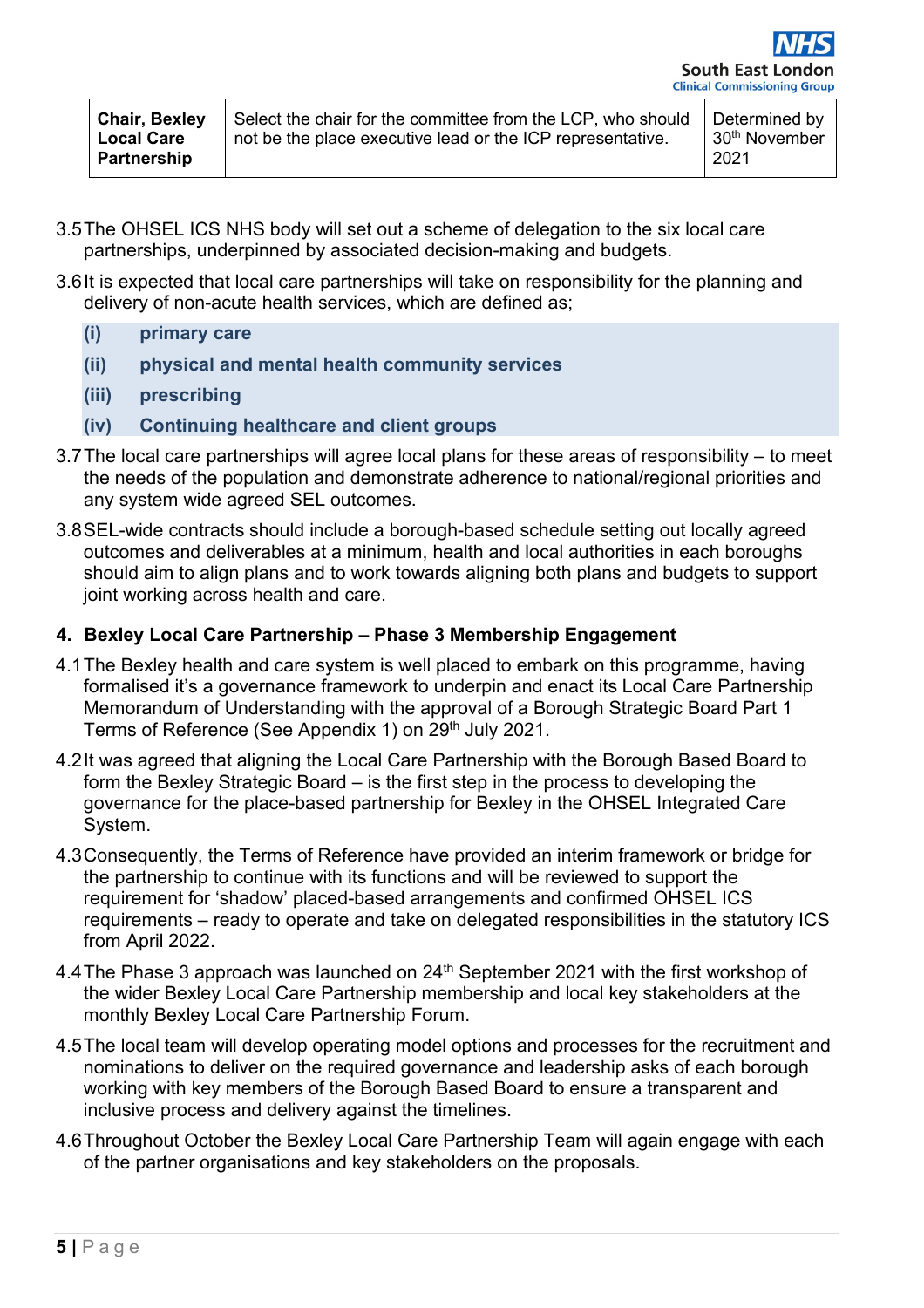| Chair, Bexley Local Care Partnership | Select the chair for the committee from the LCP, who should not be the place executive lead or the ICP representative. | Determined by 30th November 2021 |
|---|---|---|

3.5 The OHSEL ICS NHS body will set out a scheme of delegation to the six local care partnerships, underpinned by associated decision-making and budgets.

3.6 It is expected that local care partnerships will take on responsibility for the planning and delivery of non-acute health services, which are defined as;

- **(i) primary care**
- **(ii) physical and mental health community services**
- **(iii) prescribing**
- **(iv) Continuing healthcare and client groups**

3.7 The local care partnerships will agree local plans for these areas of responsibility – to meet the needs of the population and demonstrate adherence to national/regional priorities and any system wide agreed SEL outcomes.

3.8 SEL-wide contracts should include a borough-based schedule setting out locally agreed outcomes and deliverables at a minimum, health and local authorities in each boroughs should aim to align plans and to work towards aligning both plans and budgets to support joint working across health and care.

## 4. Bexley Local Care Partnership – Phase 3 Membership Engagement

4.1 The Bexley health and care system is well placed to embark on this programme, having formalised it's a governance framework to underpin and enact its Local Care Partnership Memorandum of Understanding with the approval of a Borough Strategic Board Part 1 Terms of Reference (See Appendix 1) on 29th July 2021.

4.2 It was agreed that aligning the Local Care Partnership with the Borough Based Board to form the Bexley Strategic Board – is the first step in the process to developing the governance for the place-based partnership for Bexley in the OHSEL Integrated Care System.

4.3 Consequently, the Terms of Reference have provided an interim framework or bridge for the partnership to continue with its functions and will be reviewed to support the requirement for 'shadow' placed-based arrangements and confirmed OHSEL ICS requirements – ready to operate and take on delegated responsibilities in the statutory ICS from April 2022.

4.4 The Phase 3 approach was launched on 24th September 2021 with the first workshop of the wider Bexley Local Care Partnership membership and local key stakeholders at the monthly Bexley Local Care Partnership Forum.

4.5 The local team will develop operating model options and processes for the recruitment and nominations to deliver on the required governance and leadership asks of each borough working with key members of the Borough Based Board to ensure a transparent and inclusive process and delivery against the timelines.

4.6 Throughout October the Bexley Local Care Partnership Team will again engage with each of the partner organisations and key stakeholders on the proposals.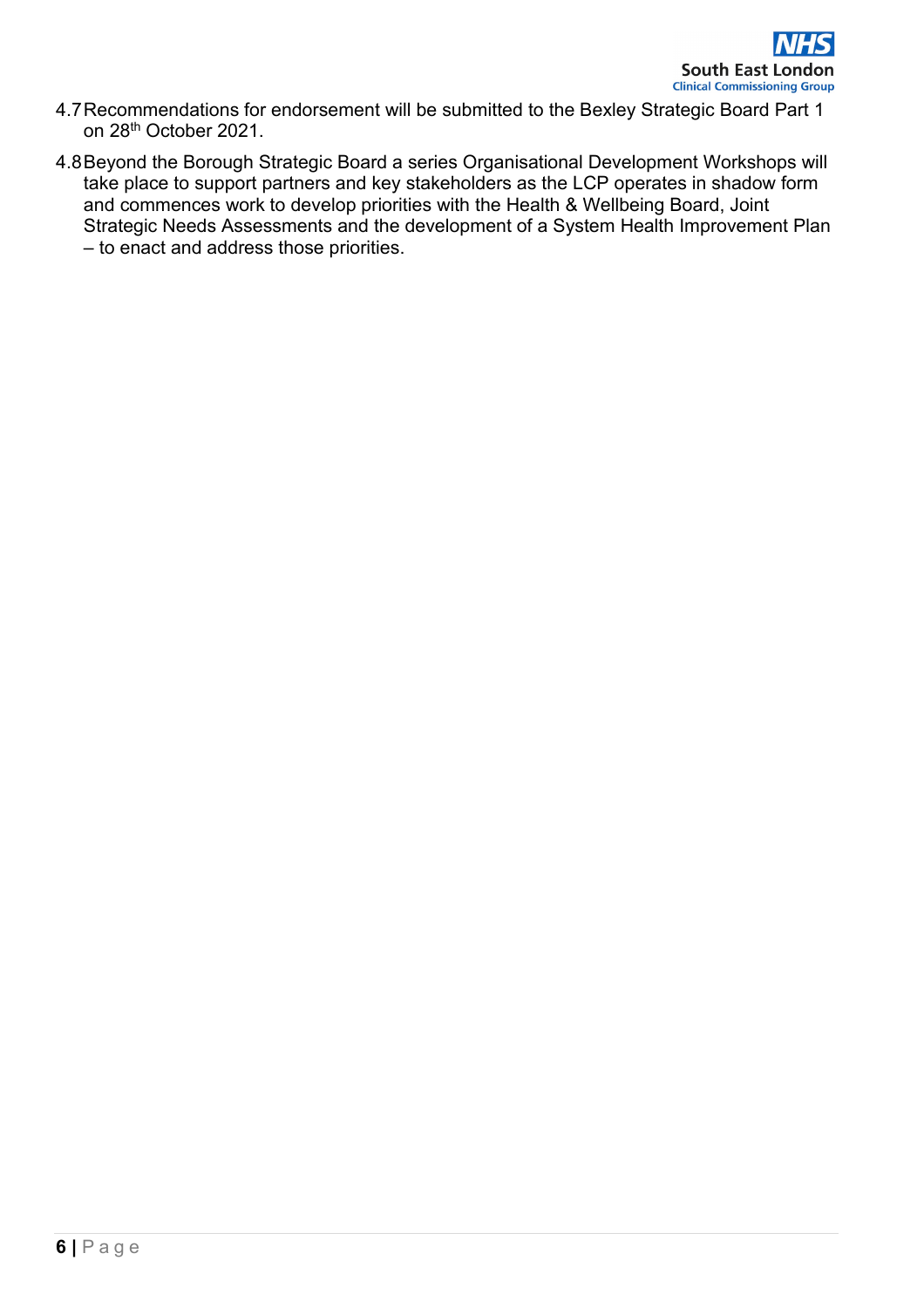4.7 Recommendations for endorsement will be submitted to the Bexley Strategic Board Part 1 on 28th October 2021.

4.8 Beyond the Borough Strategic Board a series Organisational Development Workshops will take place to support partners and key stakeholders as the LCP operates in shadow form and commences work to develop priorities with the Health & Wellbeing Board, Joint Strategic Needs Assessments and the development of a System Health Improvement Plan – to enact and address those priorities.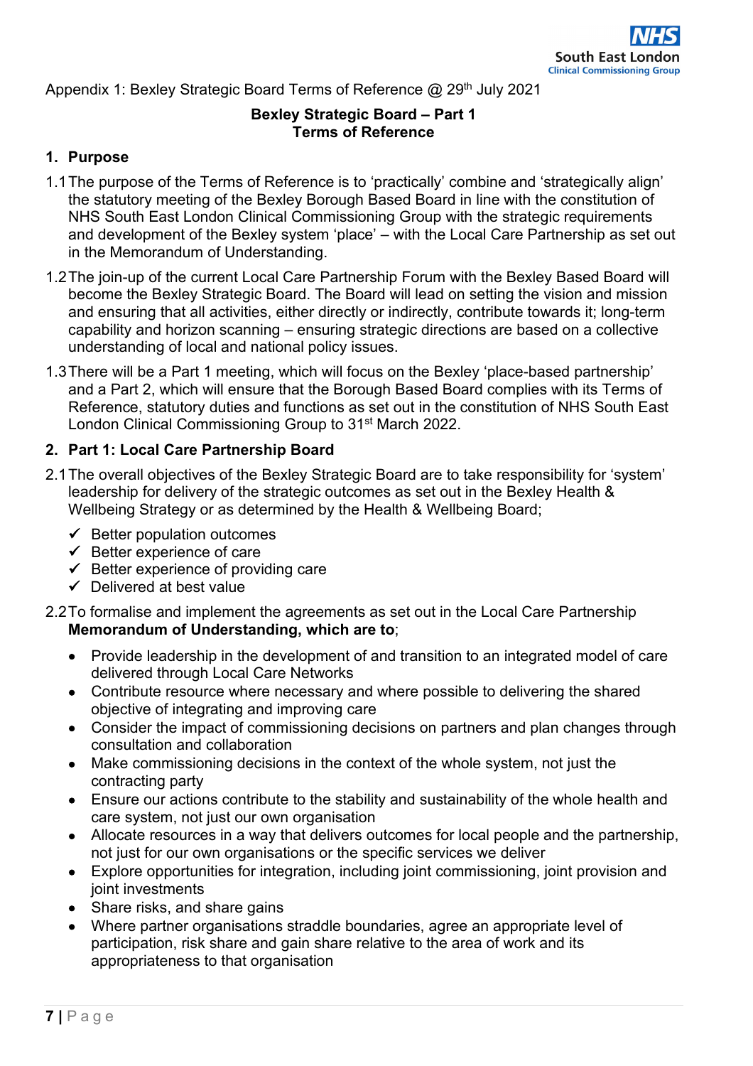Appendix 1: Bexley Strategic Board Terms of Reference @ 29th July 2021

**Bexley Strategic Board – Part 1**
**Terms of Reference**

## 1. Purpose

1.1 The purpose of the Terms of Reference is to 'practically' combine and 'strategically align' the statutory meeting of the Bexley Borough Based Board in line with the constitution of NHS South East London Clinical Commissioning Group with the strategic requirements and development of the Bexley system 'place' – with the Local Care Partnership as set out in the Memorandum of Understanding.

1.2 The join-up of the current Local Care Partnership Forum with the Bexley Based Board will become the Bexley Strategic Board. The Board will lead on setting the vision and mission and ensuring that all activities, either directly or indirectly, contribute towards it; long-term capability and horizon scanning – ensuring strategic directions are based on a collective understanding of local and national policy issues.

1.3 There will be a Part 1 meeting, which will focus on the Bexley 'place-based partnership' and a Part 2, which will ensure that the Borough Based Board complies with its Terms of Reference, statutory duties and functions as set out in the constitution of NHS South East London Clinical Commissioning Group to 31st March 2022.

## 2. Part 1: Local Care Partnership Board

2.1 The overall objectives of the Bexley Strategic Board are to take responsibility for 'system' leadership for delivery of the strategic outcomes as set out in the Bexley Health & Wellbeing Strategy or as determined by the Health & Wellbeing Board;

- ✓ Better population outcomes
- ✓ Better experience of care
- ✓ Better experience of providing care
- ✓ Delivered at best value

2.2 To formalise and implement the agreements as set out in the Local Care Partnership **Memorandum of Understanding, which are to**;

- Provide leadership in the development of and transition to an integrated model of care delivered through Local Care Networks
- Contribute resource where necessary and where possible to delivering the shared objective of integrating and improving care
- Consider the impact of commissioning decisions on partners and plan changes through consultation and collaboration
- Make commissioning decisions in the context of the whole system, not just the contracting party
- Ensure our actions contribute to the stability and sustainability of the whole health and care system, not just our own organisation
- Allocate resources in a way that delivers outcomes for local people and the partnership, not just for our own organisations or the specific services we deliver
- Explore opportunities for integration, including joint commissioning, joint provision and joint investments
- Share risks, and share gains
- Where partner organisations straddle boundaries, agree an appropriate level of participation, risk share and gain share relative to the area of work and its appropriateness to that organisation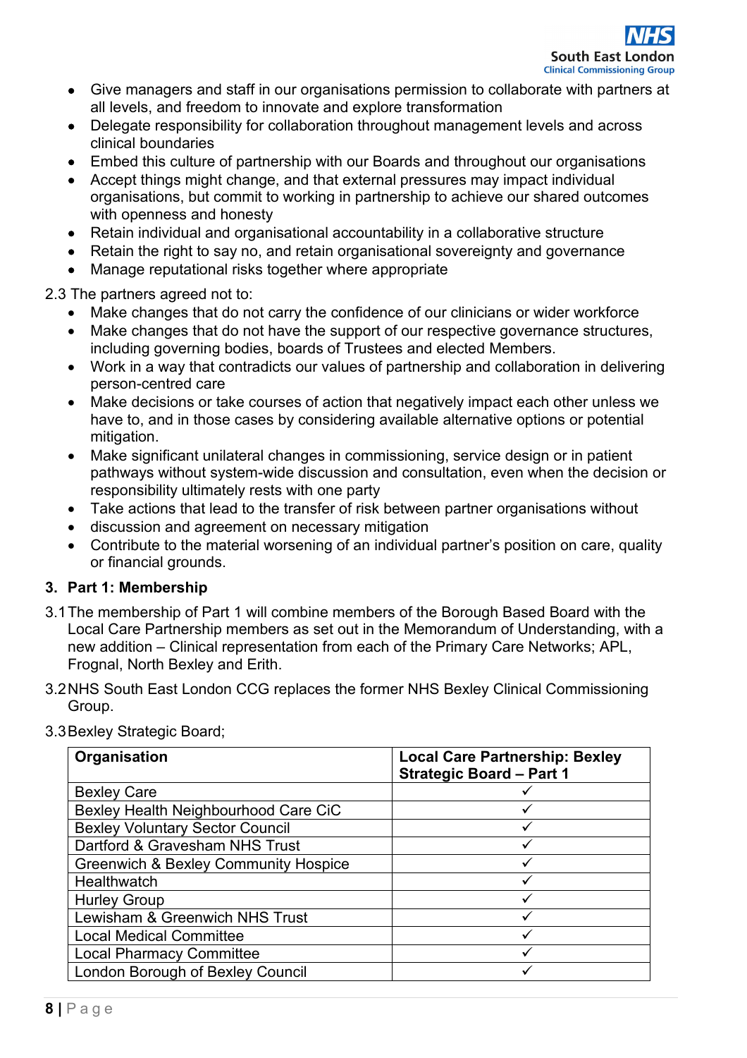- Give managers and staff in our organisations permission to collaborate with partners at all levels, and freedom to innovate and explore transformation
- Delegate responsibility for collaboration throughout management levels and across clinical boundaries
- Embed this culture of partnership with our Boards and throughout our organisations
- Accept things might change, and that external pressures may impact individual organisations, but commit to working in partnership to achieve our shared outcomes with openness and honesty
- Retain individual and organisational accountability in a collaborative structure
- Retain the right to say no, and retain organisational sovereignty and governance
- Manage reputational risks together where appropriate

2.3 The partners agreed not to:

- Make changes that do not carry the confidence of our clinicians or wider workforce
- Make changes that do not have the support of our respective governance structures, including governing bodies, boards of Trustees and elected Members.
- Work in a way that contradicts our values of partnership and collaboration in delivering person-centred care
- Make decisions or take courses of action that negatively impact each other unless we have to, and in those cases by considering available alternative options or potential mitigation.
- Make significant unilateral changes in commissioning, service design or in patient pathways without system-wide discussion and consultation, even when the decision or responsibility ultimately rests with one party
- Take actions that lead to the transfer of risk between partner organisations without
- discussion and agreement on necessary mitigation
- Contribute to the material worsening of an individual partner's position on care, quality or financial grounds.

## 3. Part 1: Membership

3.1 The membership of Part 1 will combine members of the Borough Based Board with the Local Care Partnership members as set out in the Memorandum of Understanding, with a new addition – Clinical representation from each of the Primary Care Networks; APL, Frognal, North Bexley and Erith.

3.2 NHS South East London CCG replaces the former NHS Bexley Clinical Commissioning Group.

3.3 Bexley Strategic Board;

| Organisation | Local Care Partnership: Bexley Strategic Board – Part 1 |
|---|---|
| Bexley Care | ✓ |
| Bexley Health Neighbourhood Care CiC | ✓ |
| Bexley Voluntary Sector Council | ✓ |
| Dartford & Gravesham NHS Trust | ✓ |
| Greenwich & Bexley Community Hospice | ✓ |
| Healthwatch | ✓ |
| Hurley Group | ✓ |
| Lewisham & Greenwich NHS Trust | ✓ |
| Local Medical Committee | ✓ |
| Local Pharmacy Committee | ✓ |
| London Borough of Bexley Council | ✓ |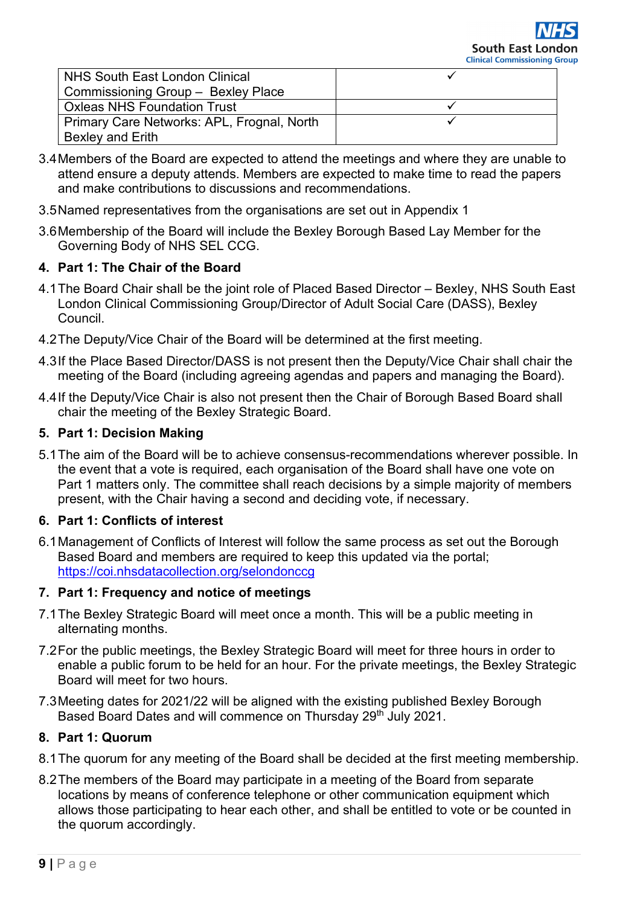| | |
|---|---|
| NHS South East London Clinical Commissioning Group – Bexley Place | ✓ |
| Oxleas NHS Foundation Trust | ✓ |
| Primary Care Networks: APL, Frognal, North Bexley and Erith | ✓ |

3.4 Members of the Board are expected to attend the meetings and where they are unable to attend ensure a deputy attends. Members are expected to make time to read the papers and make contributions to discussions and recommendations.

3.5 Named representatives from the organisations are set out in Appendix 1

3.6 Membership of the Board will include the Bexley Borough Based Lay Member for the Governing Body of NHS SEL CCG.

## 4. Part 1: The Chair of the Board

4.1 The Board Chair shall be the joint role of Placed Based Director – Bexley, NHS South East London Clinical Commissioning Group/Director of Adult Social Care (DASS), Bexley Council.

4.2 The Deputy/Vice Chair of the Board will be determined at the first meeting.

4.3 If the Place Based Director/DASS is not present then the Deputy/Vice Chair shall chair the meeting of the Board (including agreeing agendas and papers and managing the Board).

4.4 If the Deputy/Vice Chair is also not present then the Chair of Borough Based Board shall chair the meeting of the Bexley Strategic Board.

## 5. Part 1: Decision Making

5.1 The aim of the Board will be to achieve consensus-recommendations wherever possible. In the event that a vote is required, each organisation of the Board shall have one vote on Part 1 matters only. The committee shall reach decisions by a simple majority of members present, with the Chair having a second and deciding vote, if necessary.

## 6. Part 1: Conflicts of interest

6.1 Management of Conflicts of Interest will follow the same process as set out the Borough Based Board and members are required to keep this updated via the portal; https://coi.nhsdatacollection.org/selondonccg

## 7. Part 1: Frequency and notice of meetings

7.1 The Bexley Strategic Board will meet once a month. This will be a public meeting in alternating months.

7.2 For the public meetings, the Bexley Strategic Board will meet for three hours in order to enable a public forum to be held for an hour. For the private meetings, the Bexley Strategic Board will meet for two hours.

7.3 Meeting dates for 2021/22 will be aligned with the existing published Bexley Borough Based Board Dates and will commence on Thursday 29th July 2021.

## 8. Part 1: Quorum

8.1 The quorum for any meeting of the Board shall be decided at the first meeting membership.

8.2 The members of the Board may participate in a meeting of the Board from separate locations by means of conference telephone or other communication equipment which allows those participating to hear each other, and shall be entitled to vote or be counted in the quorum accordingly.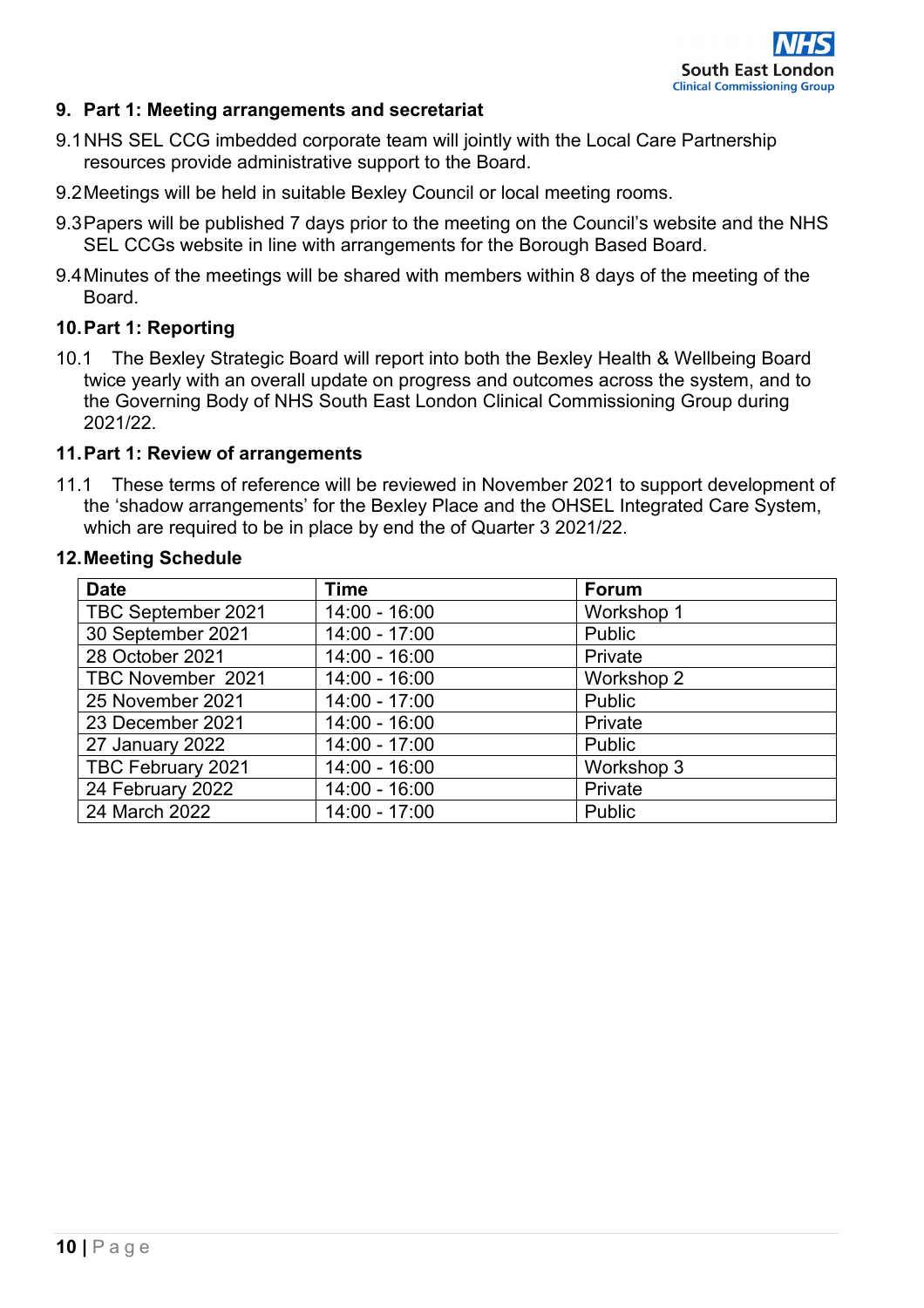## 9. Part 1: Meeting arrangements and secretariat

9.1 NHS SEL CCG imbedded corporate team will jointly with the Local Care Partnership resources provide administrative support to the Board.

9.2 Meetings will be held in suitable Bexley Council or local meeting rooms.

9.3 Papers will be published 7 days prior to the meeting on the Council's website and the NHS SEL CCGs website in line with arrangements for the Borough Based Board.

9.4 Minutes of the meetings will be shared with members within 8 days of the meeting of the Board.

## 10. Part 1: Reporting

10.1 The Bexley Strategic Board will report into both the Bexley Health & Wellbeing Board twice yearly with an overall update on progress and outcomes across the system, and to the Governing Body of NHS South East London Clinical Commissioning Group during 2021/22.

## 11. Part 1: Review of arrangements

11.1 These terms of reference will be reviewed in November 2021 to support development of the 'shadow arrangements' for the Bexley Place and the OHSEL Integrated Care System, which are required to be in place by end the of Quarter 3 2021/22.

## 12. Meeting Schedule

| Date | Time | Forum |
|---|---|---|
| TBC September 2021 | 14:00 - 16:00 | Workshop 1 |
| 30 September 2021 | 14:00 - 17:00 | Public |
| 28 October 2021 | 14:00 - 16:00 | Private |
| TBC November 2021 | 14:00 - 16:00 | Workshop 2 |
| 25 November 2021 | 14:00 - 17:00 | Public |
| 23 December 2021 | 14:00 - 16:00 | Private |
| 27 January 2022 | 14:00 - 17:00 | Public |
| TBC February 2021 | 14:00 - 16:00 | Workshop 3 |
| 24 February 2022 | 14:00 - 16:00 | Private |
| 24 March 2022 | 14:00 - 17:00 | Public |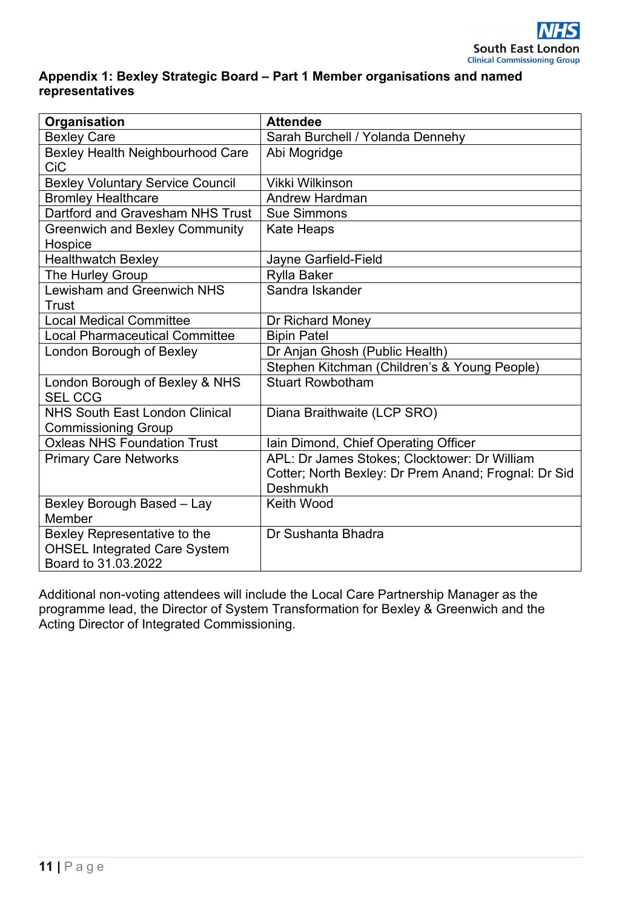**Appendix 1: Bexley Strategic Board – Part 1 Member organisations and named representatives**

| Organisation | Attendee |
|---|---|
| Bexley Care | Sarah Burchell / Yolanda Dennehy |
| Bexley Health Neighbourhood Care CiC | Abi Mogridge |
| Bexley Voluntary Service Council | Vikki Wilkinson |
| Bromley Healthcare | Andrew Hardman |
| Dartford and Gravesham NHS Trust | Sue Simmons |
| Greenwich and Bexley Community Hospice | Kate Heaps |
| Healthwatch Bexley | Jayne Garfield-Field |
| The Hurley Group | Rylla Baker |
| Lewisham and Greenwich NHS Trust | Sandra Iskander |
| Local Medical Committee | Dr Richard Money |
| Local Pharmaceutical Committee | Bipin Patel |
| London Borough of Bexley | Dr Anjan Ghosh (Public Health) |
| | Stephen Kitchman (Children's & Young People) |
| London Borough of Bexley & NHS SEL CCG | Stuart Rowbotham |
| NHS South East London Clinical Commissioning Group | Diana Braithwaite (LCP SRO) |
| Oxleas NHS Foundation Trust | Iain Dimond, Chief Operating Officer |
| Primary Care Networks | APL: Dr James Stokes; Clocktower: Dr William Cotter; North Bexley: Dr Prem Anand; Frognal: Dr Sid Deshmukh |
| Bexley Borough Based – Lay Member | Keith Wood |
| Bexley Representative to the OHSEL Integrated Care System Board to 31.03.2022 | Dr Sushanta Bhadra |

Additional non-voting attendees will include the Local Care Partnership Manager as the programme lead, the Director of System Transformation for Bexley & Greenwich and the Acting Director of Integrated Commissioning.